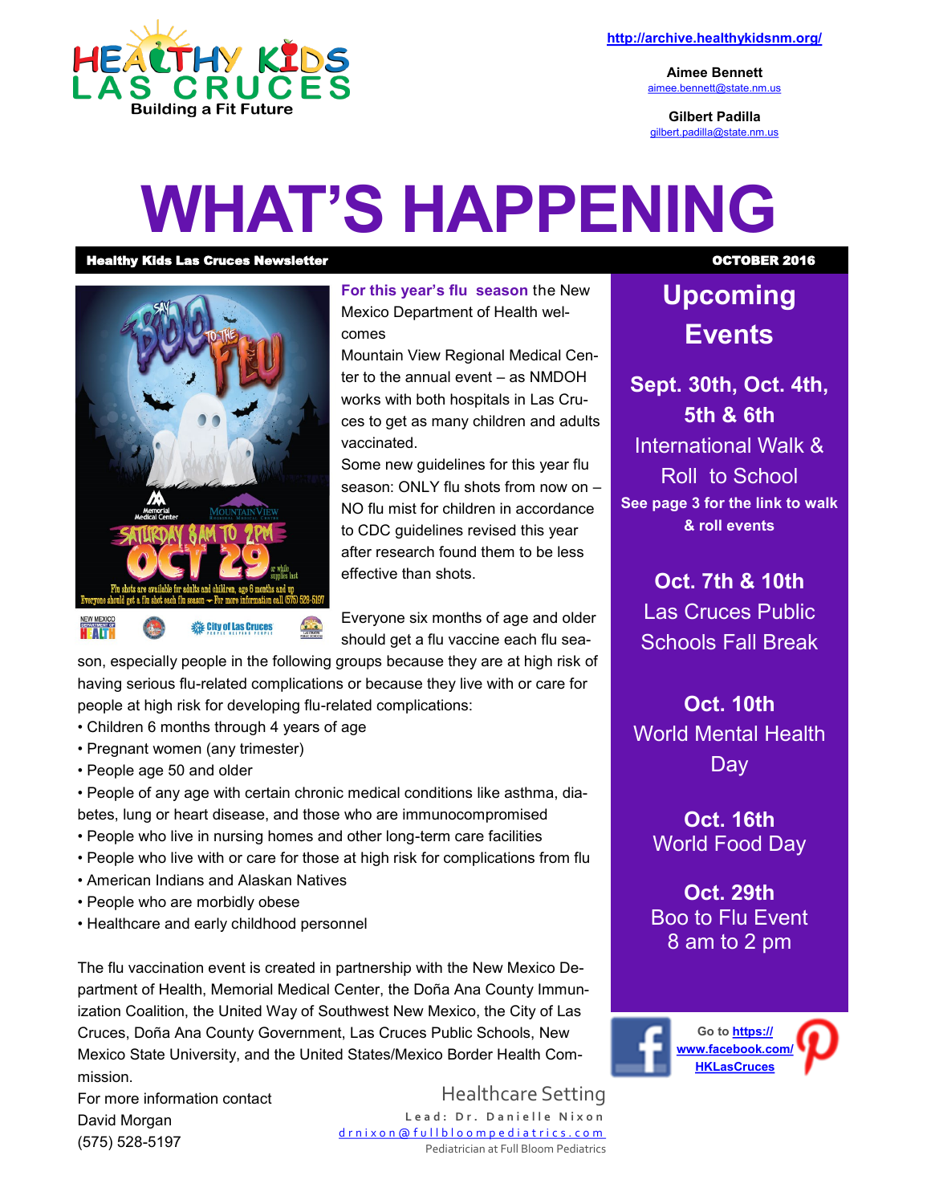HEALTHY KIDS LAS CRUCES
Building a Fit Future

http://archive.healthykidsnm.org/

**Aimee Bennett**
aimee.bennett@state.nm.us

**Gilbert Padilla**
gilbert.padilla@state.nm.us

# WHAT'S HAPPENING

**Healthy Kids Las Cruces Newsletter** — **OCTOBER 2016**

**For this year's flu season** the New Mexico Department of Health welcomes Mountain View Regional Medical Center to the annual event – as NMDOH works with both hospitals in Las Cruces to get as many children and adults vaccinated.

Some new guidelines for this year flu season: ONLY flu shots from now on – NO flu mist for children in accordance to CDC guidelines revised this year after research found them to be less effective than shots.

Everyone six months of age and older should get a flu vaccine each flu season, especially people in the following groups because they are at high risk of having serious flu-related complications or because they live with or care for people at high risk for developing flu-related complications:

- Children 6 months through 4 years of age
- Pregnant women (any trimester)
- People age 50 and older
- People of any age with certain chronic medical conditions like asthma, diabetes, lung or heart disease, and those who are immunocompromised
- People who live in nursing homes and other long-term care facilities
- People who live with or care for those at high risk for complications from flu
- American Indians and Alaskan Natives
- People who are morbidly obese
- Healthcare and early childhood personnel

The flu vaccination event is created in partnership with the New Mexico Department of Health, Memorial Medical Center, the Doña Ana County Immunization Coalition, the United Way of Southwest New Mexico, the City of Las Cruces, Doña Ana County Government, Las Cruces Public Schools, New Mexico State University, and the United States/Mexico Border Health Commission.

For more information contact
David Morgan
(575) 528-5197

## Upcoming Events

**Sept. 30th, Oct. 4th, 5th & 6th**
International Walk & Roll to School
**See page 3 for the link to walk & roll events**

**Oct. 7th & 10th**
Las Cruces Public Schools Fall Break

**Oct. 10th**
World Mental Health Day

**Oct. 16th**
World Food Day

**Oct. 29th**
Boo to Flu Event
8 am to 2 pm

Go to **https://www.facebook.com/HKLasCruces**

### Healthcare Setting

Lead: Dr. Danielle Nixon
drnixon@fullbloompediatrics.com
Pediatrician at Full Bloom Pediatrics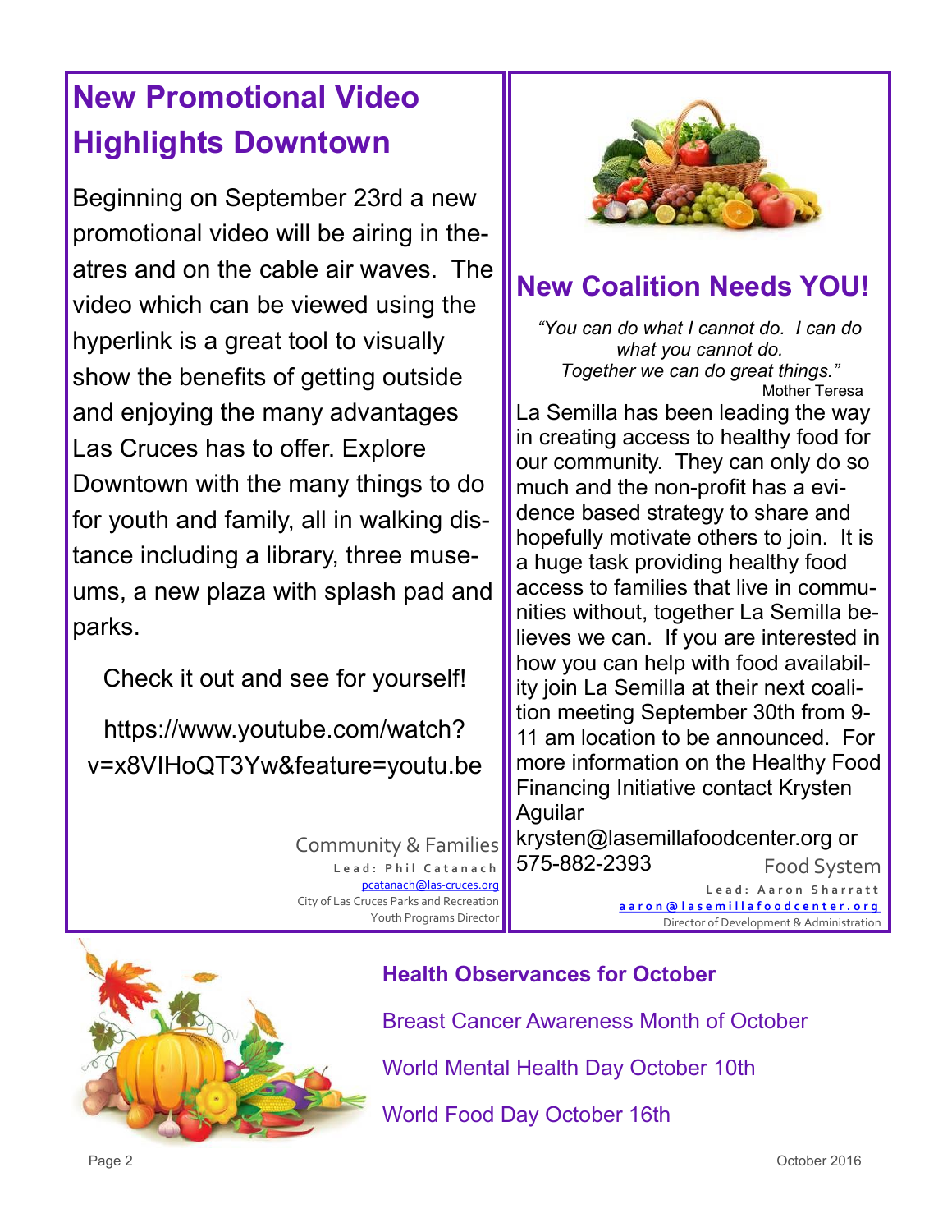## New Promotional Video Highlights Downtown

Beginning on September 23rd a new promotional video will be airing in theatres and on the cable air waves. The video which can be viewed using the hyperlink is a great tool to visually show the benefits of getting outside and enjoying the many advantages Las Cruces has to offer. Explore Downtown with the many things to do for youth and family, all in walking distance including a library, three museums, a new plaza with splash pad and parks.

Check it out and see for yourself!

https://www.youtube.com/watch?v=x8VIHoQT3Yw&feature=youtu.be

Community & Families
Lead: Phil Catanach
pcatanach@las-cruces.org
City of Las Cruces Parks and Recreation
Youth Programs Director

## New Coalition Needs YOU!

*"You can do what I cannot do. I can do what you cannot do.*
*Together we can do great things."*
Mother Teresa

La Semilla has been leading the way in creating access to healthy food for our community. They can only do so much and the non-profit has a evidence based strategy to share and hopefully motivate others to join. It is a huge task providing healthy food access to families that live in communities without, together La Semilla believes we can. If you are interested in how you can help with food availability join La Semilla at their next coalition meeting September 30th from 9-11 am location to be announced. For more information on the Healthy Food Financing Initiative contact Krysten Aguilar krysten@lasemillafoodcenter.org or 575-882-2393

Food System
Lead: Aaron Sharratt
aaron@lasemillafoodcenter.org
Director of Development & Administration

### Health Observations for October

Breast Cancer Awareness Month of October

World Mental Health Day October 10th

World Food Day October 16th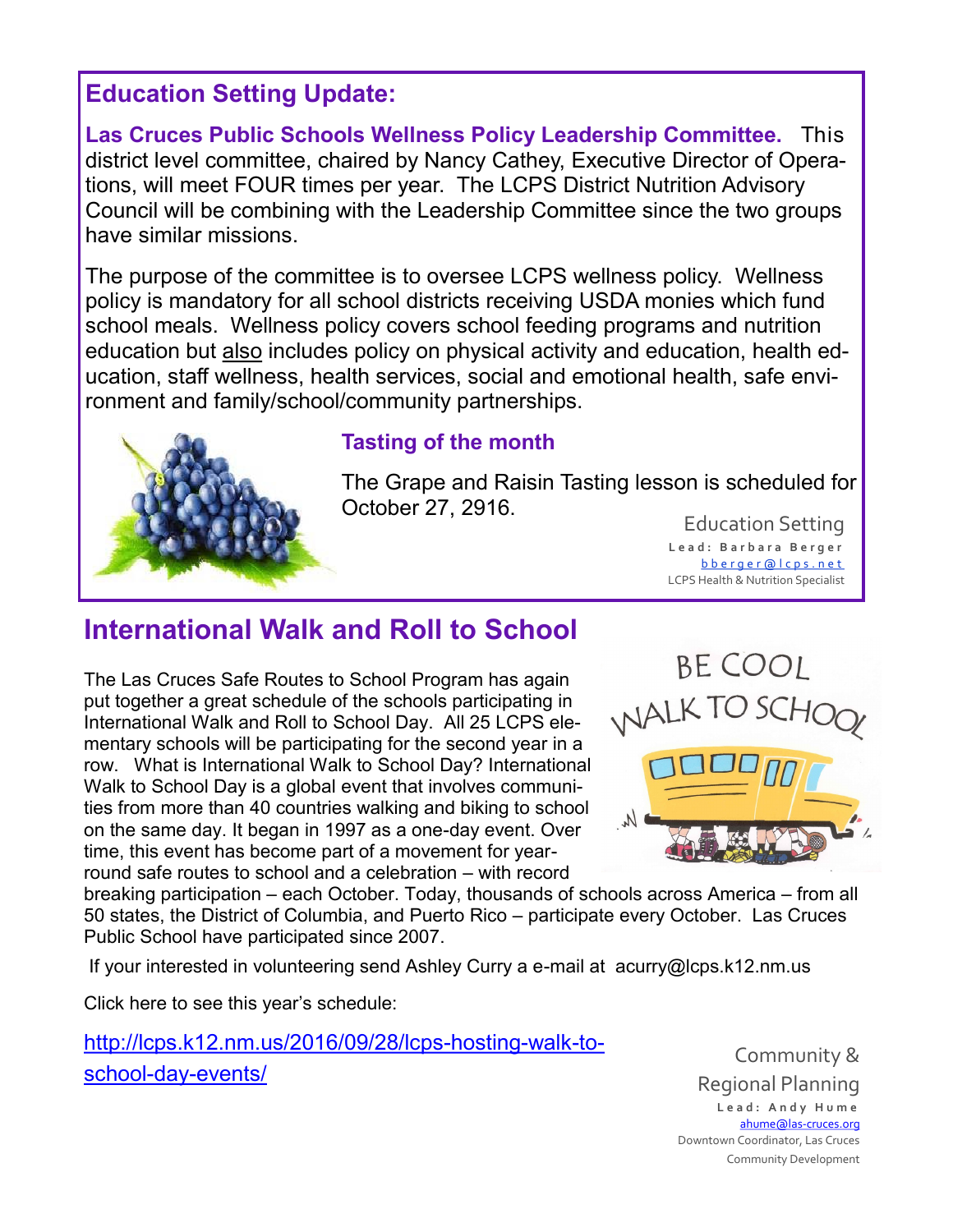## Education Setting Update:

**Las Cruces Public Schools Wellness Policy Leadership Committee.** This district level committee, chaired by Nancy Cathey, Executive Director of Operations, will meet FOUR times per year. The LCPS District Nutrition Advisory Council will be combining with the Leadership Committee since the two groups have similar missions.

The purpose of the committee is to oversee LCPS wellness policy. Wellness policy is mandatory for all school districts receiving USDA monies which fund school meals. Wellness policy covers school feeding programs and nutrition education but also includes policy on physical activity and education, health education, staff wellness, health services, social and emotional health, safe environment and family/school/community partnerships.

### Tasting of the month

The Grape and Raisin Tasting lesson is scheduled for October 27, 2916.

Education Setting
Lead: Barbara Berger
bberger@lcps.net
LCPS Health & Nutrition Specialist

## International Walk and Roll to School

The Las Cruces Safe Routes to School Program has again put together a great schedule of the schools participating in International Walk and Roll to School Day. All 25 LCPS elementary schools will be participating for the second year in a row. What is International Walk to School Day? International Walk to School Day is a global event that involves communities from more than 40 countries walking and biking to school on the same day. It began in 1997 as a one-day event. Over time, this event has become part of a movement for year-round safe routes to school and a celebration – with record breaking participation – each October. Today, thousands of schools across America – from all 50 states, the District of Columbia, and Puerto Rico – participate every October. Las Cruces Public School have participated since 2007.

If your interested in volunteering send Ashley Curry a e-mail at acurry@lcps.k12.nm.us

Click here to see this year's schedule:

http://lcps.k12.nm.us/2016/09/28/lcps-hosting-walk-to-school-day-events/

Community & Regional Planning
Lead: Andy Hume
ahume@las-cruces.org
Downtown Coordinator, Las Cruces Community Development